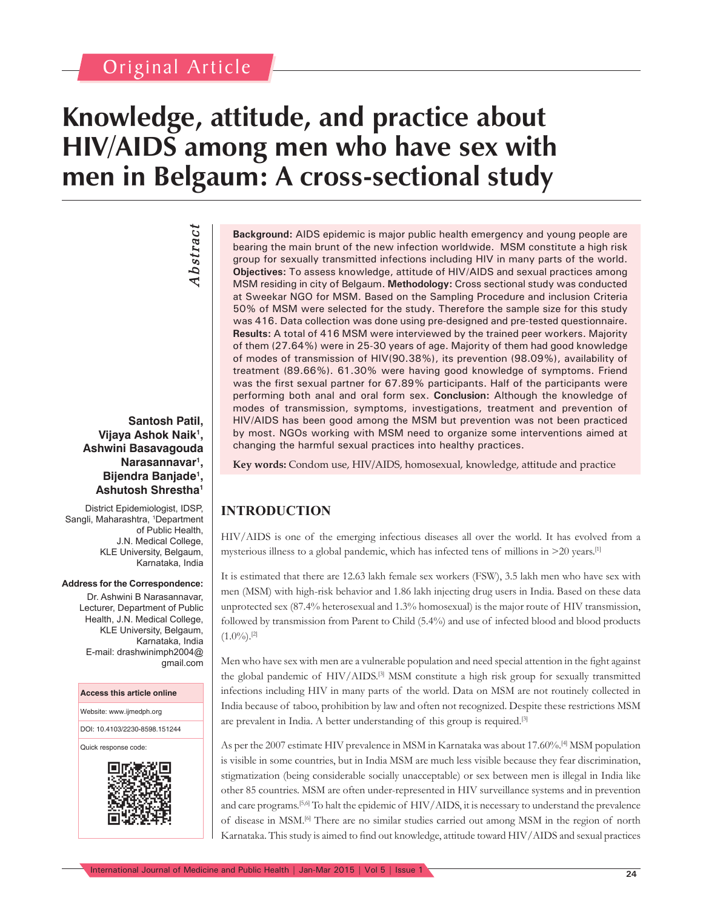Original Article

# Knowledge, attitude, and practice about HIV/AIDS among men who have sex with men in Belgaum: A cross-sectional study

**Santosh Patil, Vijaya Ashok Naik[1], Ashwini Basavagouda Narasannavar[1], Bijendra Banjade[1], Ashutosh Shrestha[1]**

District Epidemiologist, IDSP, Sangli, Maharashtra, [1]Department of Public Health, J.N. Medical College, KLE University, Belgaum, Karnataka, India

**Address for the Correspondence:**
Dr. Ashwini B Narasannavar, Lecturer, Department of Public Health, J.N. Medical College, KLE University, Belgaum, Karnataka, India
E-mail: drashwinimph2004@gmail.com

**Access this article online**
Website: www.ijmedph.org
DOI: 10.4103/2230-8598.151244
Quick response code:

## *Abstract*

**Background:** AIDS epidemic is major public health emergency and young people are bearing the main brunt of the new infection worldwide. MSM constitute a high risk group for sexually transmitted infections including HIV in many parts of the world. **Objectives:** To assess knowledge, attitude of HIV/AIDS and sexual practices among MSM residing in city of Belgaum. **Methodology:** Cross sectional study was conducted at Sweekar NGO for MSM. Based on the Sampling Procedure and inclusion Criteria 50% of MSM were selected for the study. Therefore the sample size for this study was 416. Data collection was done using pre-designed and pre-tested questionnaire. **Results:** A total of 416 MSM were interviewed by the trained peer workers. Majority of them (27.64%) were in 25-30 years of age. Majority of them had good knowledge of modes of transmission of HIV(90.38%), its prevention (98.09%), availability of treatment (89.66%). 61.30% were having good knowledge of symptoms. Friend was the first sexual partner for 67.89% participants. Half of the participants were performing both anal and oral form sex. **Conclusion:** Although the knowledge of modes of transmission, symptoms, investigations, treatment and prevention of HIV/AIDS has been good among the MSM but prevention was not been practiced by most. NGOs working with MSM need to organize some interventions aimed at changing the harmful sexual practices into healthy practices.

**Key words:** Condom use, HIV/AIDS, homosexual, knowledge, attitude and practice

## INTRODUCTION

HIV/AIDS is one of the emerging infectious diseases all over the world. It has evolved from a mysterious illness to a global pandemic, which has infected tens of millions in >20 years.[1]

It is estimated that there are 12.63 lakh female sex workers (FSW), 3.5 lakh men who have sex with men (MSM) with high-risk behavior and 1.86 lakh injecting drug users in India. Based on these data unprotected sex (87.4% heterosexual and 1.3% homosexual) is the major route of HIV transmission, followed by transmission from Parent to Child (5.4%) and use of infected blood and blood products (1.0%).[2]

Men who have sex with men are a vulnerable population and need special attention in the fight against the global pandemic of HIV/AIDS.[3] MSM constitute a high risk group for sexually transmitted infections including HIV in many parts of the world. Data on MSM are not routinely collected in India because of taboo, prohibition by law and often not recognized. Despite these restrictions MSM are prevalent in India. A better understanding of this group is required.[3]

As per the 2007 estimate HIV prevalence in MSM in Karnataka was about 17.60%.[4] MSM population is visible in some countries, but in India MSM are much less visible because they fear discrimination, stigmatization (being considerable socially unacceptable) or sex between men is illegal in India like other 85 countries. MSM are often under-represented in HIV surveillance systems and in prevention and care programs.[5,6] To halt the epidemic of HIV/AIDS, it is necessary to understand the prevalence of disease in MSM.[6] There are no similar studies carried out among MSM in the region of north Karnataka. This study is aimed to find out knowledge, attitude toward HIV/AIDS and sexual practices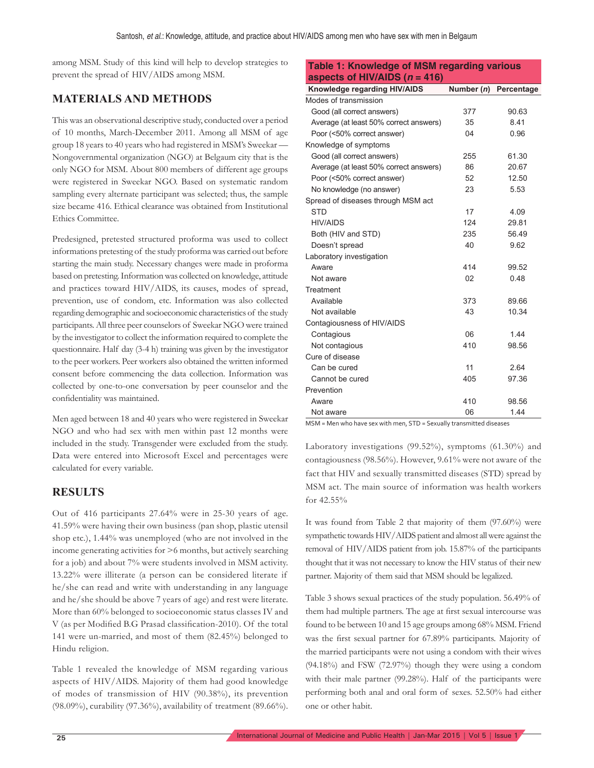among MSM. Study of this kind will help to develop strategies to prevent the spread of HIV/AIDS among MSM.

## MATERIALS AND METHODS

This was an observational descriptive study, conducted over a period of 10 months, March-December 2011. Among all MSM of age group 18 years to 40 years who had registered in MSM's Sweekar — Nongovernmental organization (NGO) at Belgaum city that is the only NGO for MSM. About 800 members of different age groups were registered in Sweekar NGO. Based on systematic random sampling every alternate participant was selected; thus, the sample size became 416. Ethical clearance was obtained from Institutional Ethics Committee.

Predesigned, pretested structured proforma was used to collect informations pretesting of the study proforma was carried out before starting the main study. Necessary changes were made in proforma based on pretesting. Information was collected on knowledge, attitude and practices toward HIV/AIDS, its causes, modes of spread, prevention, use of condom, etc. Information was also collected regarding demographic and socioeconomic characteristics of the study participants. All three peer counselors of Sweekar NGO were trained by the investigator to collect the information required to complete the questionnaire. Half day (3-4 h) training was given by the investigator to the peer workers. Peer workers also obtained the written informed consent before commencing the data collection. Information was collected by one-to-one conversation by peer counselor and the confidentiality was maintained.

Men aged between 18 and 40 years who were registered in Sweekar NGO and who had sex with men within past 12 months were included in the study. Transgender were excluded from the study. Data were entered into Microsoft Excel and percentages were calculated for every variable.

## RESULTS

Out of 416 participants 27.64% were in 25-30 years of age. 41.59% were having their own business (pan shop, plastic utensil shop etc.), 1.44% was unemployed (who are not involved in the income generating activities for >6 months, but actively searching for a job) and about 7% were students involved in MSM activity. 13.22% were illiterate (a person can be considered literate if he/she can read and write with understanding in any language and he/she should be above 7 years of age) and rest were literate. More than 60% belonged to socioeconomic status classes IV and V (as per Modified B.G Prasad classification-2010). Of the total 141 were un-married, and most of them (82.45%) belonged to Hindu religion.

Table 1 revealed the knowledge of MSM regarding various aspects of HIV/AIDS. Majority of them had good knowledge of modes of transmission of HIV (90.38%), its prevention (98.09%), curability (97.36%), availability of treatment (89.66%).

**Table 1: Knowledge of MSM regarding various aspects of HIV/AIDS (*n* = 416)**

| Knowledge regarding HIV/AIDS | Number (*n*) | Percentage |
|---|---|---|
| Modes of transmission | | |
| Good (all correct answers) | 377 | 90.63 |
| Average (at least 50% correct answers) | 35 | 8.41 |
| Poor (<50% correct answer) | 04 | 0.96 |
| Knowledge of symptoms | | |
| Good (all correct answers) | 255 | 61.30 |
| Average (at least 50% correct answers) | 86 | 20.67 |
| Poor (<50% correct answer) | 52 | 12.50 |
| No knowledge (no answer) | 23 | 5.53 |
| Spread of diseases through MSM act | | |
| STD | 17 | 4.09 |
| HIV/AIDS | 124 | 29.81 |
| Both (HIV and STD) | 235 | 56.49 |
| Doesn't spread | 40 | 9.62 |
| Laboratory investigation | | |
| Aware | 414 | 99.52 |
| Not aware | 02 | 0.48 |
| Treatment | | |
| Available | 373 | 89.66 |
| Not available | 43 | 10.34 |
| Contagiousness of HIV/AIDS | | |
| Contagious | 06 | 1.44 |
| Not contagious | 410 | 98.56 |
| Cure of disease | | |
| Can be cured | 11 | 2.64 |
| Cannot be cured | 405 | 97.36 |
| Prevention | | |
| Aware | 410 | 98.56 |
| Not aware | 06 | 1.44 |

MSM = Men who have sex with men, STD = Sexually transmitted diseases

Laboratory investigations (99.52%), symptoms (61.30%) and contagiousness (98.56%). However, 9.61% were not aware of the fact that HIV and sexually transmitted diseases (STD) spread by MSM act. The main source of information was health workers for 42.55%

It was found from Table 2 that majority of them (97.60%) were sympathetic towards HIV/AIDS patient and almost all were against the removal of HIV/AIDS patient from job. 15.87% of the participants thought that it was not necessary to know the HIV status of their new partner. Majority of them said that MSM should be legalized.

Table 3 shows sexual practices of the study population. 56.49% of them had multiple partners. The age at first sexual intercourse was found to be between 10 and 15 age groups among 68% MSM. Friend was the first sexual partner for 67.89% participants. Majority of the married participants were not using a condom with their wives (94.18%) and FSW (72.97%) though they were using a condom with their male partner (99.28%). Half of the participants were performing both anal and oral form of sexes. 52.50% had either one or other habit.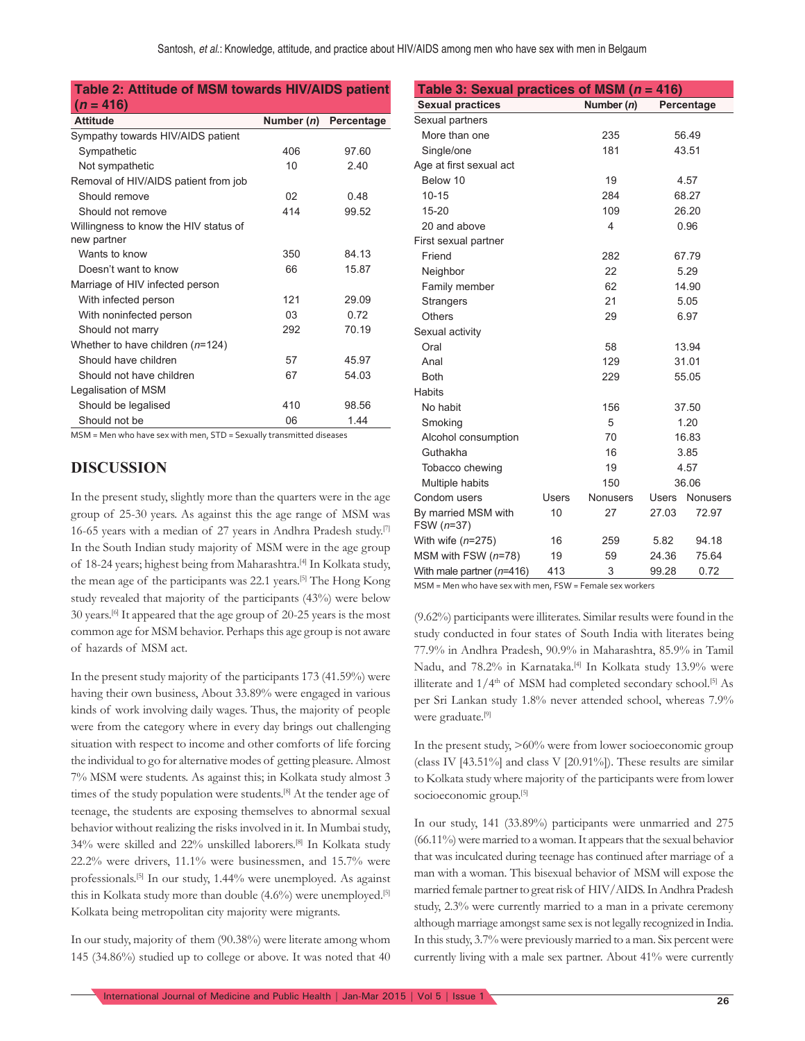**Table 2: Attitude of MSM towards HIV/AIDS patient (*n* = 416)**

| Attitude | Number (*n*) | Percentage |
|---|---|---|
| Sympathy towards HIV/AIDS patient | | |
| Sympathetic | 406 | 97.60 |
| Not sympathetic | 10 | 2.40 |
| Removal of HIV/AIDS patient from job | | |
| Should remove | 02 | 0.48 |
| Should not remove | 414 | 99.52 |
| Willingness to know the HIV status of new partner | | |
| Wants to know | 350 | 84.13 |
| Doesn't want to know | 66 | 15.87 |
| Marriage of HIV infected person | | |
| With infected person | 121 | 29.09 |
| With noninfected person | 03 | 0.72 |
| Should not marry | 292 | 70.19 |
| Whether to have children (*n*=124) | | |
| Should have children | 57 | 45.97 |
| Should not have children | 67 | 54.03 |
| Legalisation of MSM | | |
| Should be legalised | 410 | 98.56 |
| Should not be | 06 | 1.44 |

MSM = Men who have sex with men, STD = Sexually transmitted diseases

## DISCUSSION

In the present study, slightly more than the quarters were in the age group of 25-30 years. As against this the age range of MSM was 16-65 years with a median of 27 years in Andhra Pradesh study.[7] In the South Indian study majority of MSM were in the age group of 18-24 years; highest being from Maharashtra.[4] In Kolkata study, the mean age of the participants was 22.1 years.[5] The Hong Kong study revealed that majority of the participants (43%) were below 30 years.[6] It appeared that the age group of 20-25 years is the most common age for MSM behavior. Perhaps this age group is not aware of hazards of MSM act.

In the present study majority of the participants 173 (41.59%) were having their own business, About 33.89% were engaged in various kinds of work involving daily wages. Thus, the majority of people were from the category where in every day brings out challenging situation with respect to income and other comforts of life forcing the individual to go for alternative modes of getting pleasure. Almost 7% MSM were students. As against this; in Kolkata study almost 3 times of the study population were students.[8] At the tender age of teenage, the students are exposing themselves to abnormal sexual behavior without realizing the risks involved in it. In Mumbai study, 34% were skilled and 22% unskilled laborers.[8] In Kolkata study 22.2% were drivers, 11.1% were businessmen, and 15.7% were professionals.[5] In our study, 1.44% were unemployed. As against this in Kolkata study more than double (4.6%) were unemployed.[5] Kolkata being metropolitan city majority were migrants.

In our study, majority of them (90.38%) were literate among whom 145 (34.86%) studied up to college or above. It was noted that 40 (9.62%) participants were illiterates. Similar results were found in the study conducted in four states of South India with literates being 77.9% in Andhra Pradesh, 90.9% in Maharashtra, 85.9% in Tamil Nadu, and 78.2% in Karnataka.[4] In Kolkata study 13.9% were illiterate and 1/4th of MSM had completed secondary school.[5] As per Sri Lankan study 1.8% never attended school, whereas 7.9% were graduate.[9]

**Table 3: Sexual practices of MSM (*n* = 416)**

| Sexual practices | | Number (*n*) | | Percentage |
|---|---|---|---|---|
| Sexual partners | | | | |
| More than one | | 235 | | 56.49 |
| Single/one | | 181 | | 43.51 |
| Age at first sexual act | | | | |
| Below 10 | | 19 | | 4.57 |
| 10-15 | | 284 | | 68.27 |
| 15-20 | | 109 | | 26.20 |
| 20 and above | | 4 | | 0.96 |
| First sexual partner | | | | |
| Friend | | 282 | | 67.79 |
| Neighbor | | 22 | | 5.29 |
| Family member | | 62 | | 14.90 |
| Strangers | | 21 | | 5.05 |
| Others | | 29 | | 6.97 |
| Sexual activity | | | | |
| Oral | | 58 | | 13.94 |
| Anal | | 129 | | 31.01 |
| Both | | 229 | | 55.05 |
| Habits | | | | |
| No habit | | 156 | | 37.50 |
| Smoking | | 5 | | 1.20 |
| Alcohol consumption | | 70 | | 16.83 |
| Guthakha | | 16 | | 3.85 |
| Tobacco chewing | | 19 | | 4.57 |
| Multiple habits | | 150 | | 36.06 |
| Condom users | Users | Nonusers | Users | Nonusers |
| By married MSM with FSW (*n*=37) | 10 | 27 | 27.03 | 72.97 |
| With wife (*n*=275) | 16 | 259 | 5.82 | 94.18 |
| MSM with FSW (*n*=78) | 19 | 59 | 24.36 | 75.64 |
| With male partner (*n*=416) | 413 | 3 | 99.28 | 0.72 |

MSM = Men who have sex with men, FSW = Female sex workers

In the present study, >60% were from lower socioeconomic group (class IV [43.51%] and class V [20.91%]). These results are similar to Kolkata study where majority of the participants were from lower socioeconomic group.[5]

In our study, 141 (33.89%) participants were unmarried and 275 (66.11%) were married to a woman. It appears that the sexual behavior that was inculcated during teenage has continued after marriage of a man with a woman. This bisexual behavior of MSM will expose the married female partner to great risk of HIV/AIDS. In Andhra Pradesh study, 2.3% were currently married to a man in a private ceremony although marriage amongst same sex is not legally recognized in India. In this study, 3.7% were previously married to a man. Six percent were currently living with a male sex partner. About 41% were currently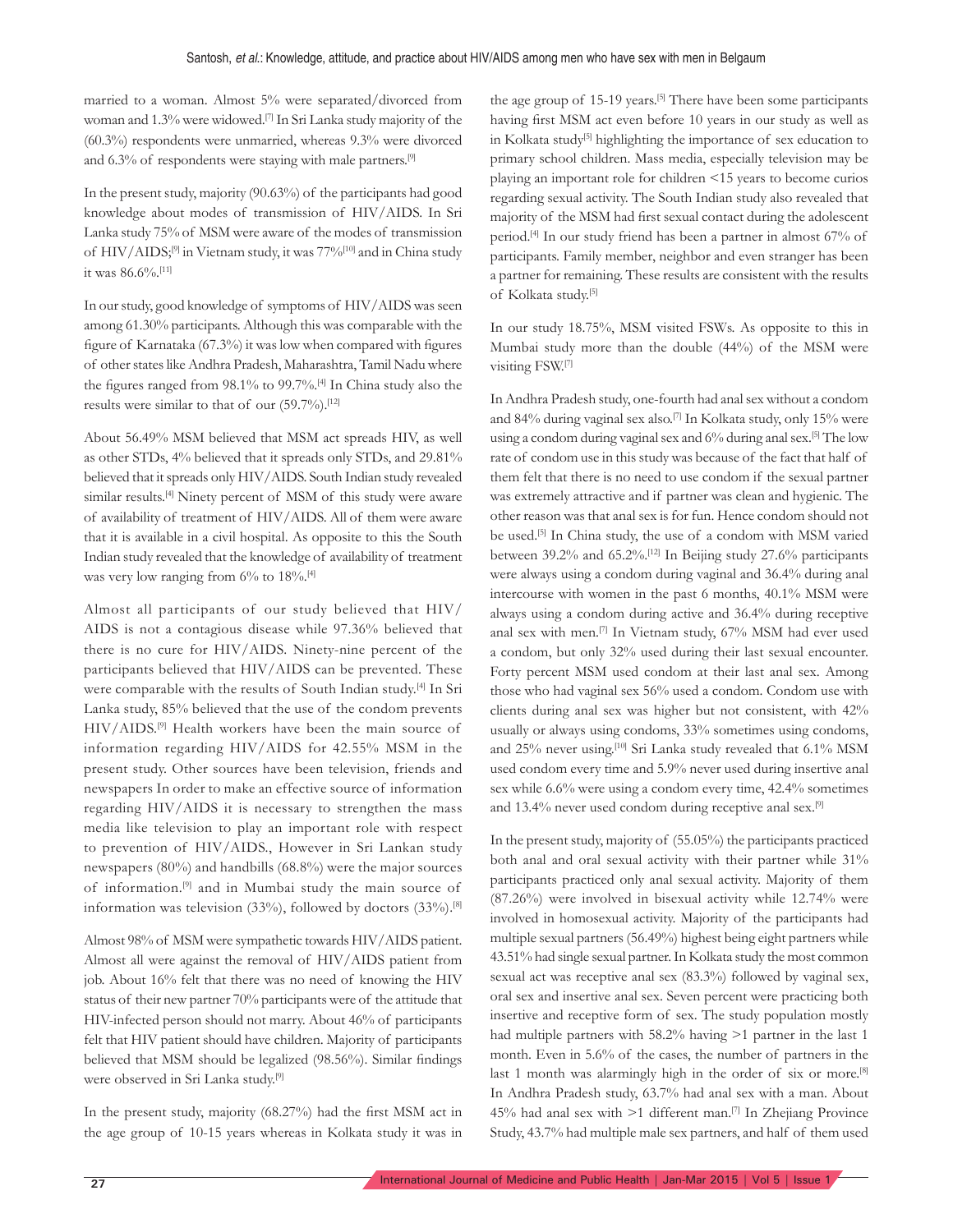married to a woman. Almost 5% were separated/divorced from woman and 1.3% were widowed.[7] In Sri Lanka study majority of the (60.3%) respondents were unmarried, whereas 9.3% were divorced and 6.3% of respondents were staying with male partners.[9]

In the present study, majority (90.63%) of the participants had good knowledge about modes of transmission of HIV/AIDS. In Sri Lanka study 75% of MSM were aware of the modes of transmission of HIV/AIDS;[9] in Vietnam study, it was 77%[10] and in China study it was 86.6%.[11]

In our study, good knowledge of symptoms of HIV/AIDS was seen among 61.30% participants. Although this was comparable with the figure of Karnataka (67.3%) it was low when compared with figures of other states like Andhra Pradesh, Maharashtra, Tamil Nadu where the figures ranged from 98.1% to 99.7%.[4] In China study also the results were similar to that of our (59.7%).[12]

About 56.49% MSM believed that MSM act spreads HIV, as well as other STDs, 4% believed that it spreads only STDs, and 29.81% believed that it spreads only HIV/AIDS. South Indian study revealed similar results.[4] Ninety percent of MSM of this study were aware of availability of treatment of HIV/AIDS. All of them were aware that it is available in a civil hospital. As opposite to this the South Indian study revealed that the knowledge of availability of treatment was very low ranging from 6% to 18%.[4]

Almost all participants of our study believed that HIV/AIDS is not a contagious disease while 97.36% believed that there is no cure for HIV/AIDS. Ninety-nine percent of the participants believed that HIV/AIDS can be prevented. These were comparable with the results of South Indian study.[4] In Sri Lanka study, 85% believed that the use of the condom prevents HIV/AIDS.[9] Health workers have been the main source of information regarding HIV/AIDS for 42.55% MSM in the present study. Other sources have been television, friends and newspapers In order to make an effective source of information regarding HIV/AIDS it is necessary to strengthen the mass media like television to play an important role with respect to prevention of HIV/AIDS., However in Sri Lankan study newspapers (80%) and handbills (68.8%) were the major sources of information.[9] and in Mumbai study the main source of information was television (33%), followed by doctors (33%).[8]

Almost 98% of MSM were sympathetic towards HIV/AIDS patient. Almost all were against the removal of HIV/AIDS patient from job. About 16% felt that there was no need of knowing the HIV status of their new partner 70% participants were of the attitude that HIV-infected person should not marry. About 46% of participants felt that HIV patient should have children. Majority of participants believed that MSM should be legalized (98.56%). Similar findings were observed in Sri Lanka study.[9]

In the present study, majority (68.27%) had the first MSM act in the age group of 10-15 years whereas in Kolkata study it was in the age group of 15-19 years.[5] There have been some participants having first MSM act even before 10 years in our study as well as in Kolkata study[5] highlighting the importance of sex education to primary school children. Mass media, especially television may be playing an important role for children <15 years to become curios regarding sexual activity. The South Indian study also revealed that majority of the MSM had first sexual contact during the adolescent period.[4] In our study friend has been a partner in almost 67% of participants. Family member, neighbor and even stranger has been a partner for remaining. These results are consistent with the results of Kolkata study.[5]

In our study 18.75%, MSM visited FSWs. As opposite to this in Mumbai study more than the double (44%) of the MSM were visiting FSW.[7]

In Andhra Pradesh study, one-fourth had anal sex without a condom and 84% during vaginal sex also.[7] In Kolkata study, only 15% were using a condom during vaginal sex and 6% during anal sex.[5] The low rate of condom use in this study was because of the fact that half of them felt that there is no need to use condom if the sexual partner was extremely attractive and if partner was clean and hygienic. The other reason was that anal sex is for fun. Hence condom should not be used.[5] In China study, the use of a condom with MSM varied between 39.2% and 65.2%.[12] In Beijing study 27.6% participants were always using a condom during vaginal and 36.4% during anal intercourse with women in the past 6 months, 40.1% MSM were always using a condom during active and 36.4% during receptive anal sex with men.[7] In Vietnam study, 67% MSM had ever used a condom, but only 32% used during their last sexual encounter. Forty percent MSM used condom at their last anal sex. Among those who had vaginal sex 56% used a condom. Condom use with clients during anal sex was higher but not consistent, with 42% usually or always using condoms, 33% sometimes using condoms, and 25% never using.[10] Sri Lanka study revealed that 6.1% MSM used condom every time and 5.9% never used during insertive anal sex while 6.6% were using a condom every time, 42.4% sometimes and 13.4% never used condom during receptive anal sex.[9]

In the present study, majority of (55.05%) the participants practiced both anal and oral sexual activity with their partner while 31% participants practiced only anal sexual activity. Majority of them (87.26%) were involved in bisexual activity while 12.74% were involved in homosexual activity. Majority of the participants had multiple sexual partners (56.49%) highest being eight partners while 43.51% had single sexual partner. In Kolkata study the most common sexual act was receptive anal sex (83.3%) followed by vaginal sex, oral sex and insertive anal sex. Seven percent were practicing both insertive and receptive form of sex. The study population mostly had multiple partners with 58.2% having >1 partner in the last 1 month. Even in 5.6% of the cases, the number of partners in the last 1 month was alarmingly high in the order of six or more.[8] In Andhra Pradesh study, 63.7% had anal sex with a man. About 45% had anal sex with >1 different man.[7] In Zhejiang Province Study, 43.7% had multiple male sex partners, and half of them used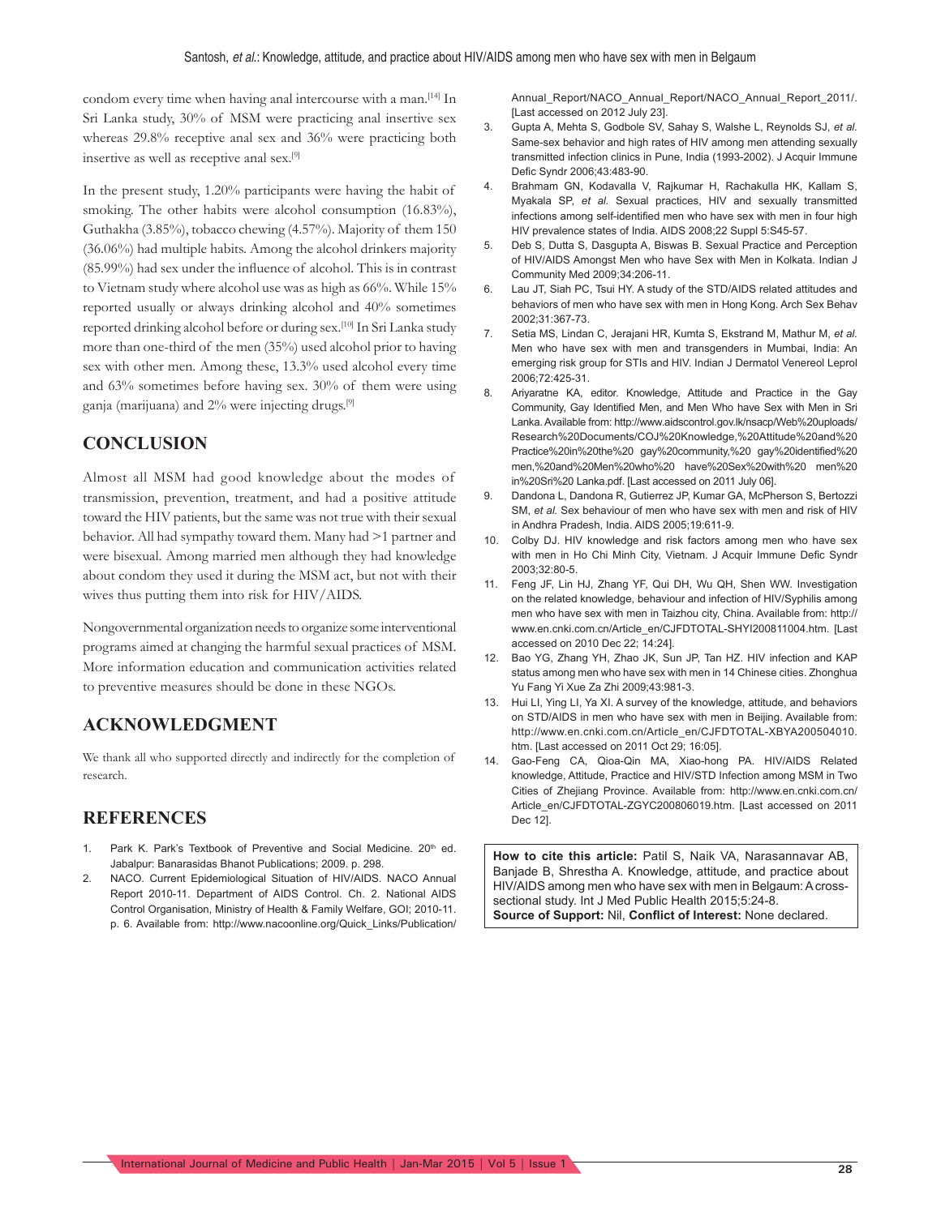condom every time when having anal intercourse with a man.[14] In Sri Lanka study, 30% of MSM were practicing anal insertive sex whereas 29.8% receptive anal sex and 36% were practicing both insertive as well as receptive anal sex.[9]

In the present study, 1.20% participants were having the habit of smoking. The other habits were alcohol consumption (16.83%), Guthakha (3.85%), tobacco chewing (4.57%). Majority of them 150 (36.06%) had multiple habits. Among the alcohol drinkers majority (85.99%) had sex under the influence of alcohol. This is in contrast to Vietnam study where alcohol use was as high as 66%. While 15% reported usually or always drinking alcohol and 40% sometimes reported drinking alcohol before or during sex.[10] In Sri Lanka study more than one-third of the men (35%) used alcohol prior to having sex with other men. Among these, 13.3% used alcohol every time and 63% sometimes before having sex. 30% of them were using ganja (marijuana) and 2% were injecting drugs.[9]

## CONCLUSION

Almost all MSM had good knowledge about the modes of transmission, prevention, treatment, and had a positive attitude toward the HIV patients, but the same was not true with their sexual behavior. All had sympathy toward them. Many had >1 partner and were bisexual. Among married men although they had knowledge about condom they used it during the MSM act, but not with their wives thus putting them into risk for HIV/AIDS.

Nongovernmental organization needs to organize some interventional programs aimed at changing the harmful sexual practices of MSM. More information education and communication activities related to preventive measures should be done in these NGOs.

## ACKNOWLEDGMENT

We thank all who supported directly and indirectly for the completion of research.

## REFERENCES

1. Park K. Park's Textbook of Preventive and Social Medicine. 20th ed. Jabalpur: Banarasidas Bhanot Publications; 2009. p. 298.
2. NACO. Current Epidemiological Situation of HIV/AIDS. NACO Annual Report 2010-11. Department of AIDS Control. Ch. 2. National AIDS Control Organisation, Ministry of Health & Family Welfare, GOI; 2010-11. p. 6. Available from: http://www.nacoonline.org/Quick_Links/Publication/Annual_Report/NACO_Annual_Report/NACO_Annual_Report_2011/. [Last accessed on 2012 July 23].
3. Gupta A, Mehta S, Godbole SV, Sahay S, Walshe L, Reynolds SJ, *et al.* Same-sex behavior and high rates of HIV among men attending sexually transmitted infection clinics in Pune, India (1993-2002). J Acquir Immune Defic Syndr 2006;43:483-90.
4. Brahmam GN, Kodavalla V, Rajkumar H, Rachakulla HK, Kallam S, Myakala SP, *et al.* Sexual practices, HIV and sexually transmitted infections among self-identified men who have sex with men in four high HIV prevalence states of India. AIDS 2008;22 Suppl 5:S45-57.
5. Deb S, Dutta S, Dasgupta A, Biswas B. Sexual Practice and Perception of HIV/AIDS Amongst Men who have Sex with Men in Kolkata. Indian J Community Med 2009;34:206-11.
6. Lau JT, Siah PC, Tsui HY. A study of the STD/AIDS related attitudes and behaviors of men who have sex with men in Hong Kong. Arch Sex Behav 2002;31:367-73.
7. Setia MS, Lindan C, Jerajani HR, Kumta S, Ekstrand M, Mathur M, *et al.* Men who have sex with men and transgenders in Mumbai, India: An emerging risk group for STIs and HIV. Indian J Dermatol Venereol Leprol 2006;72:425-31.
8. Ariyaratne KA, editor. Knowledge, Attitude and Practice in the Gay Community, Gay Identified Men, and Men Who have Sex with Men in Sri Lanka. Available from: http://www.aidscontrol.gov.lk/nsacp/Web%20uploads/Research%20Documents/COJ%20Knowledge,%20Attitude%20and%20Practice%20in%20the%20 gay%20community,%20 gay%20identified%20 men,%20and%20Men%20who%20 have%20Sex%20with%20 men%20 in%20Sri%20 Lanka.pdf. [Last accessed on 2011 July 06].
9. Dandona L, Dandona R, Gutierrez JP, Kumar GA, McPherson S, Bertozzi SM, *et al.* Sex behaviour of men who have sex with men and risk of HIV in Andhra Pradesh, India. AIDS 2005;19:611-9.
10. Colby DJ. HIV knowledge and risk factors among men who have sex with men in Ho Chi Minh City, Vietnam. J Acquir Immune Defic Syndr 2003;32:80-5.
11. Feng JF, Lin HJ, Zhang YF, Qui DH, Wu QH, Shen WW. Investigation on the related knowledge, behaviour and infection of HIV/Syphilis among men who have sex with men in Taizhou city, China. Available from: http://www.en.cnki.com.cn/Article_en/CJFDTOTAL-SHYI200811004.htm. [Last accessed on 2010 Dec 22; 14:24].
12. Bao YG, Zhang YH, Zhao JK, Sun JP, Tan HZ. HIV infection and KAP status among men who have sex with men in 14 Chinese cities. Zhonghua Yu Fang Yi Xue Za Zhi 2009;43:981-3.
13. Hui LI, Ying LI, Ya XI. A survey of the knowledge, attitude, and behaviors on STD/AIDS in men who have sex with men in Beijing. Available from: http://www.en.cnki.com.cn/Article_en/CJFDTOTAL-XBYA200504010.htm. [Last accessed on 2011 Oct 29; 16:05].
14. Gao-Feng CA, Qioa-Qin MA, Xiao-hong PA. HIV/AIDS Related knowledge, Attitude, Practice and HIV/STD Infection among MSM in Two Cities of Zhejiang Province. Available from: http://www.en.cnki.com.cn/Article_en/CJFDTOTAL-ZGYC200806019.htm. [Last accessed on 2011 Dec 12].

**How to cite this article:** Patil S, Naik VA, Narasannavar AB, Banjade B, Shrestha A. Knowledge, attitude, and practice about HIV/AIDS among men who have sex with men in Belgaum: A cross-sectional study. Int J Med Public Health 2015;5:24-8.
**Source of Support:** Nil, **Conflict of Interest:** None declared.